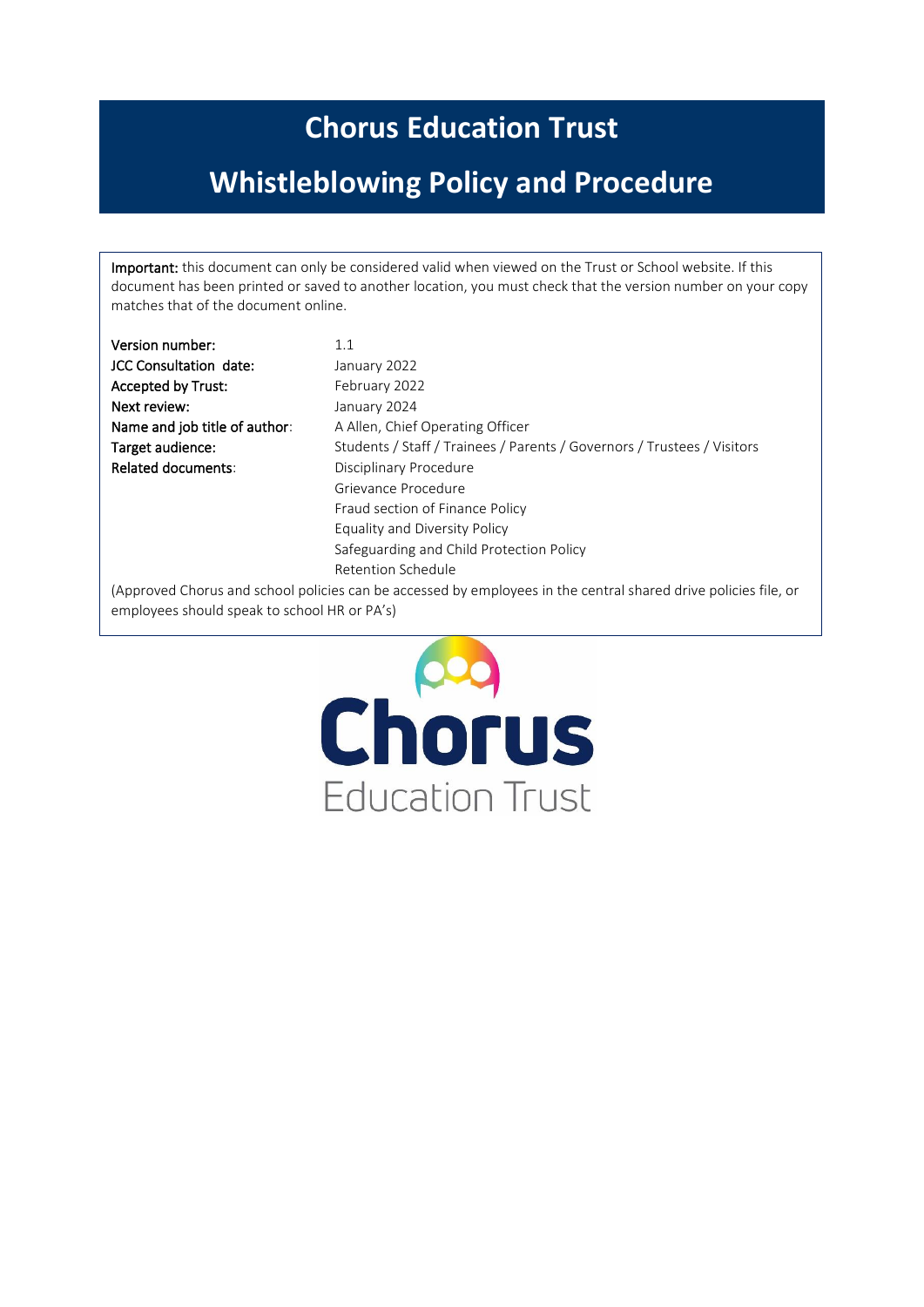# Chorus Education Trust

# Whistleblowing Policy and Procedure

**Important:** this document can only be considered valid when viewed on the Trust or School website. If this document has been printed or saved to another location, you must check that the version number on your copy matches that of the document online.

| | |
|---|---|
| **Version number:** | 1.1 |
| **JCC Consultation date:** | January 2022 |
| **Accepted by Trust:** | February 2022 |
| **Next review:** | January 2024 |
| **Name and job title of author:** | A Allen, Chief Operating Officer |
| **Target audience:** | Students / Staff / Trainees / Parents / Governors / Trustees / Visitors |
| **Related documents:** | Disciplinary Procedure<br>Grievance Procedure<br>Fraud section of Finance Policy<br>Equality and Diversity Policy<br>Safeguarding and Child Protection Policy<br>Retention Schedule |

(Approved Chorus and school policies can be accessed by employees in the central shared drive policies file, or employees should speak to school HR or PA's)

Chorus
Education Trust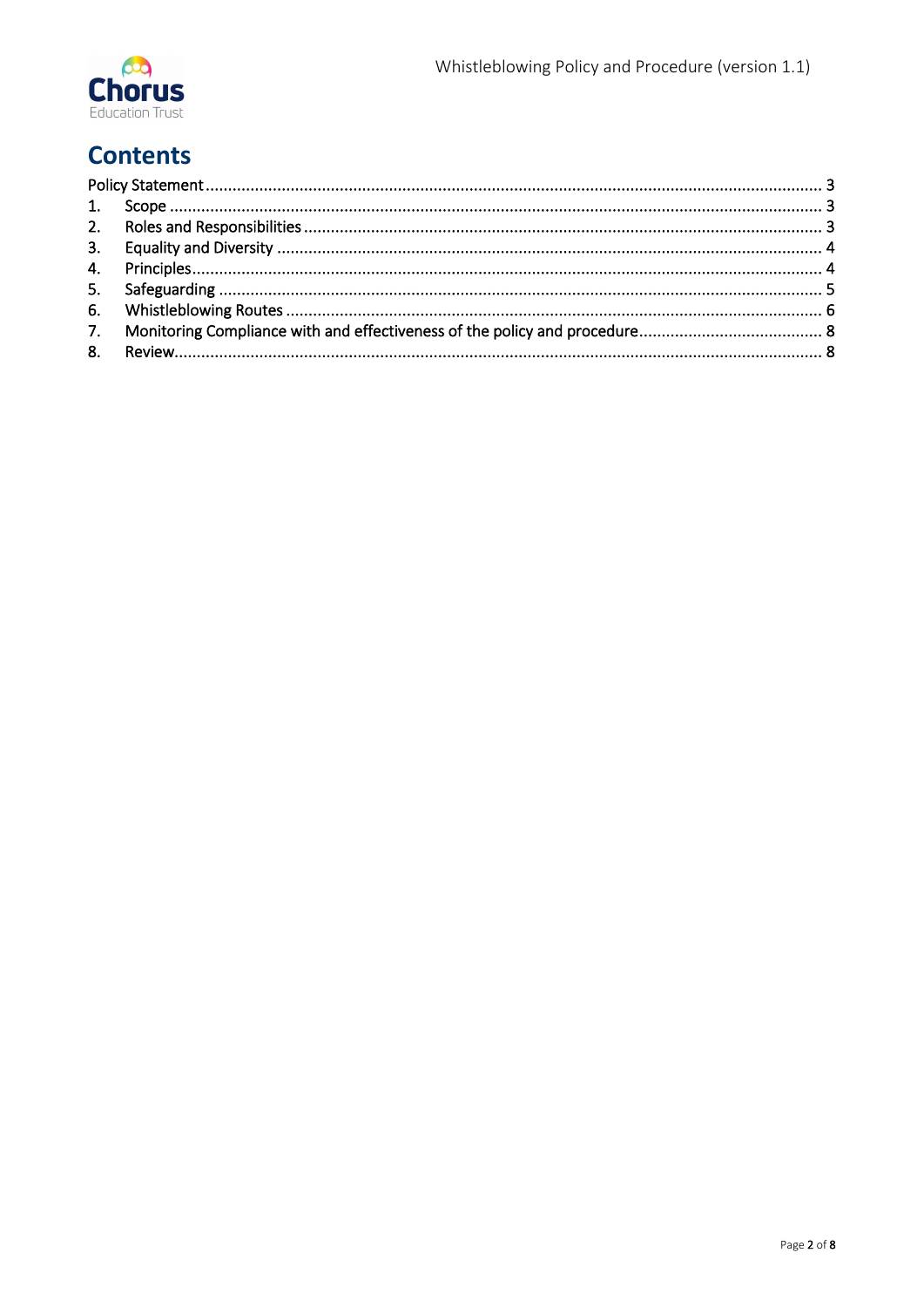# Contents

| | | |
|---|---|---|
| Policy Statement | | 3 |
| 1. | Scope | 3 |
| 2. | Roles and Responsibilities | 3 |
| 3. | Equality and Diversity | 4 |
| 4. | Principles | 4 |
| 5. | Safeguarding | 5 |
| 6. | Whistleblowing Routes | 6 |
| 7. | Monitoring Compliance with and effectiveness of the policy and procedure | 8 |
| 8. | Review | 8 |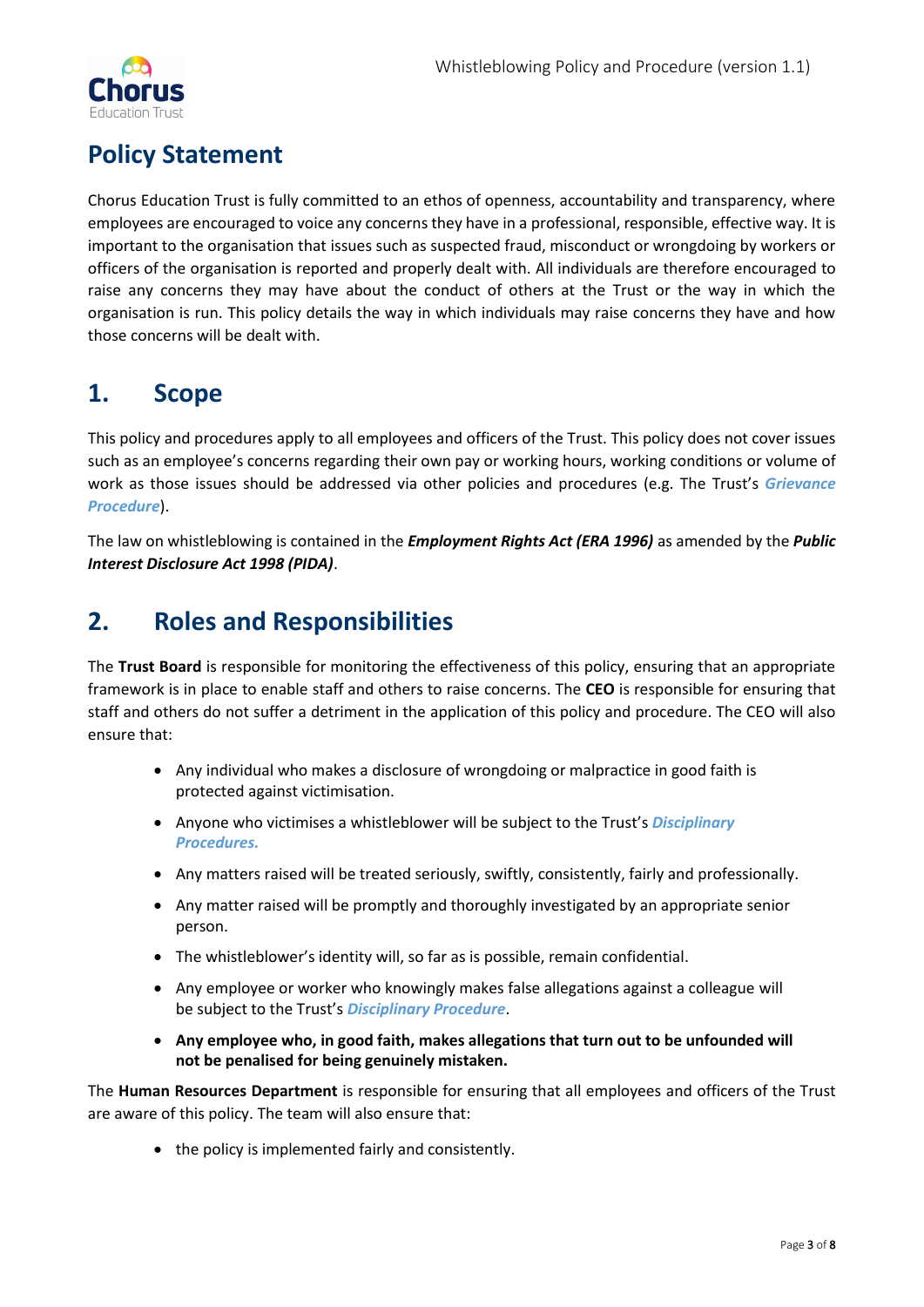## Policy Statement

Chorus Education Trust is fully committed to an ethos of openness, accountability and transparency, where employees are encouraged to voice any concerns they have in a professional, responsible, effective way. It is important to the organisation that issues such as suspected fraud, misconduct or wrongdoing by workers or officers of the organisation is reported and properly dealt with. All individuals are therefore encouraged to raise any concerns they may have about the conduct of others at the Trust or the way in which the organisation is run. This policy details the way in which individuals may raise concerns they have and how those concerns will be dealt with.

## 1. Scope

This policy and procedures apply to all employees and officers of the Trust. This policy does not cover issues such as an employee's concerns regarding their own pay or working hours, working conditions or volume of work as those issues should be addressed via other policies and procedures (e.g. The Trust's ***Grievance Procedure***).

The law on whistleblowing is contained in the ***Employment Rights Act (ERA 1996)*** as amended by the ***Public Interest Disclosure Act 1998 (PIDA)***.

## 2. Roles and Responsibilities

The **Trust Board** is responsible for monitoring the effectiveness of this policy, ensuring that an appropriate framework is in place to enable staff and others to raise concerns. The **CEO** is responsible for ensuring that staff and others do not suffer a detriment in the application of this policy and procedure. The CEO will also ensure that:

- Any individual who makes a disclosure of wrongdoing or malpractice in good faith is protected against victimisation.
- Anyone who victimises a whistleblower will be subject to the Trust's ***Disciplinary Procedures.***
- Any matters raised will be treated seriously, swiftly, consistently, fairly and professionally.
- Any matter raised will be promptly and thoroughly investigated by an appropriate senior person.
- The whistleblower's identity will, so far as is possible, remain confidential.
- Any employee or worker who knowingly makes false allegations against a colleague will be subject to the Trust's ***Disciplinary Procedure***.
- **Any employee who, in good faith, makes allegations that turn out to be unfounded will not be penalised for being genuinely mistaken.**

The **Human Resources Department** is responsible for ensuring that all employees and officers of the Trust are aware of this policy. The team will also ensure that:

- the policy is implemented fairly and consistently.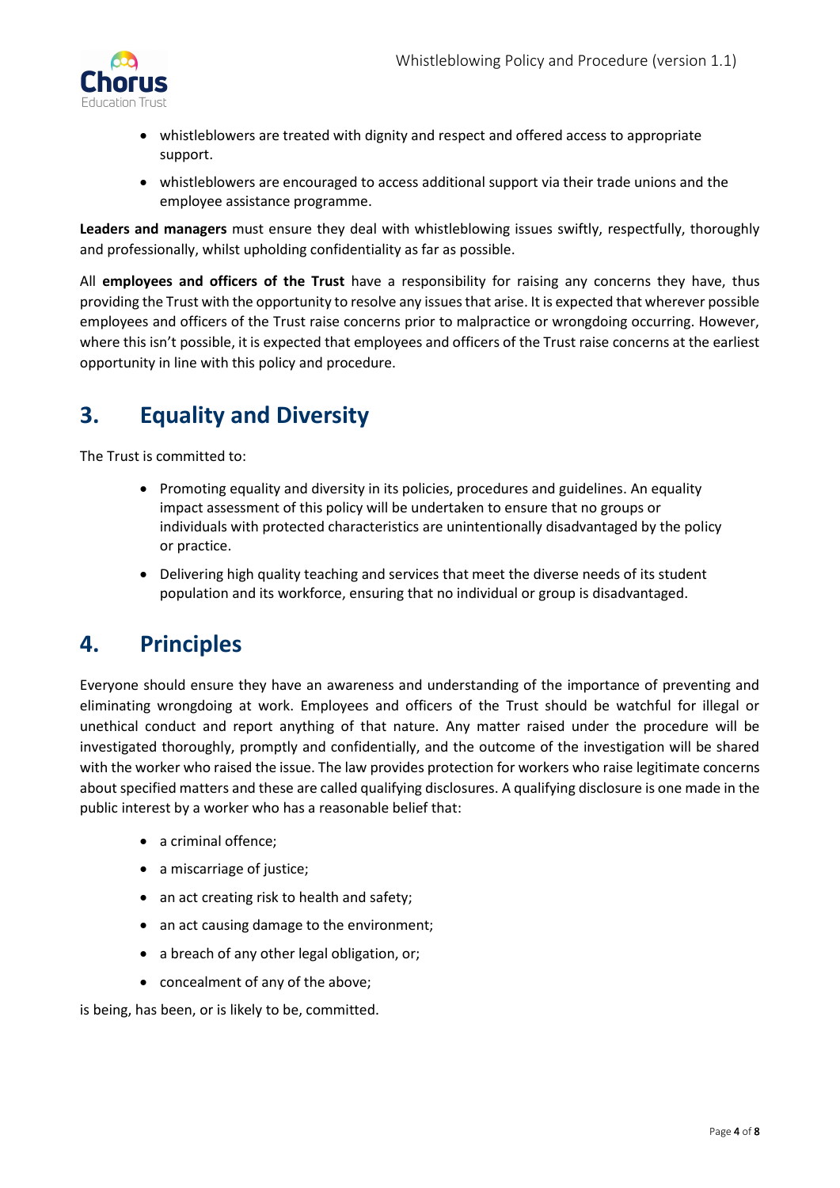- whistleblowers are treated with dignity and respect and offered access to appropriate support.
- whistleblowers are encouraged to access additional support via their trade unions and the employee assistance programme.

**Leaders and managers** must ensure they deal with whistleblowing issues swiftly, respectfully, thoroughly and professionally, whilst upholding confidentiality as far as possible.

All **employees and officers of the Trust** have a responsibility for raising any concerns they have, thus providing the Trust with the opportunity to resolve any issues that arise. It is expected that wherever possible employees and officers of the Trust raise concerns prior to malpractice or wrongdoing occurring. However, where this isn't possible, it is expected that employees and officers of the Trust raise concerns at the earliest opportunity in line with this policy and procedure.

## 3. Equality and Diversity

The Trust is committed to:

- Promoting equality and diversity in its policies, procedures and guidelines. An equality impact assessment of this policy will be undertaken to ensure that no groups or individuals with protected characteristics are unintentionally disadvantaged by the policy or practice.
- Delivering high quality teaching and services that meet the diverse needs of its student population and its workforce, ensuring that no individual or group is disadvantaged.

## 4. Principles

Everyone should ensure they have an awareness and understanding of the importance of preventing and eliminating wrongdoing at work. Employees and officers of the Trust should be watchful for illegal or unethical conduct and report anything of that nature. Any matter raised under the procedure will be investigated thoroughly, promptly and confidentially, and the outcome of the investigation will be shared with the worker who raised the issue. The law provides protection for workers who raise legitimate concerns about specified matters and these are called qualifying disclosures. A qualifying disclosure is one made in the public interest by a worker who has a reasonable belief that:

- a criminal offence;
- a miscarriage of justice;
- an act creating risk to health and safety;
- an act causing damage to the environment;
- a breach of any other legal obligation, or;
- concealment of any of the above;

is being, has been, or is likely to be, committed.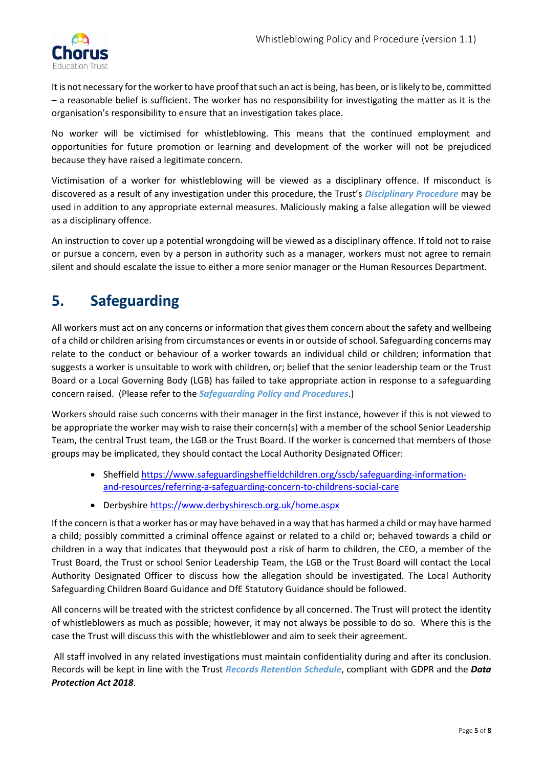It is not necessary for the worker to have proof that such an act is being, has been, or is likely to be, committed – a reasonable belief is sufficient. The worker has no responsibility for investigating the matter as it is the organisation's responsibility to ensure that an investigation takes place.

No worker will be victimised for whistleblowing. This means that the continued employment and opportunities for future promotion or learning and development of the worker will not be prejudiced because they have raised a legitimate concern.

Victimisation of a worker for whistleblowing will be viewed as a disciplinary offence. If misconduct is discovered as a result of any investigation under this procedure, the Trust's ***Disciplinary Procedure*** may be used in addition to any appropriate external measures. Maliciously making a false allegation will be viewed as a disciplinary offence.

An instruction to cover up a potential wrongdoing will be viewed as a disciplinary offence. If told not to raise or pursue a concern, even by a person in authority such as a manager, workers must not agree to remain silent and should escalate the issue to either a more senior manager or the Human Resources Department.

## 5. Safeguarding

All workers must act on any concerns or information that gives them concern about the safety and wellbeing of a child or children arising from circumstances or events in or outside of school. Safeguarding concerns may relate to the conduct or behaviour of a worker towards an individual child or children; information that suggests a worker is unsuitable to work with children, or; belief that the senior leadership team or the Trust Board or a Local Governing Body (LGB) has failed to take appropriate action in response to a safeguarding concern raised. (Please refer to the ***Safeguarding Policy and Procedures***.)

Workers should raise such concerns with their manager in the first instance, however if this is not viewed to be appropriate the worker may wish to raise their concern(s) with a member of the school Senior Leadership Team, the central Trust team, the LGB or the Trust Board. If the worker is concerned that members of those groups may be implicated, they should contact the Local Authority Designated Officer:

- Sheffield https://www.safeguardingsheffieldchildren.org/sscb/safeguarding-information-and-resources/referring-a-safeguarding-concern-to-childrens-social-care
- Derbyshire https://www.derbyshirescb.org.uk/home.aspx

If the concern is that a worker has or may have behaved in a way that has harmed a child or may have harmed a child; possibly committed a criminal offence against or related to a child or; behaved towards a child or children in a way that indicates that theywould post a risk of harm to children, the CEO, a member of the Trust Board, the Trust or school Senior Leadership Team, the LGB or the Trust Board will contact the Local Authority Designated Officer to discuss how the allegation should be investigated. The Local Authority Safeguarding Children Board Guidance and DfE Statutory Guidance should be followed.

All concerns will be treated with the strictest confidence by all concerned. The Trust will protect the identity of whistleblowers as much as possible; however, it may not always be possible to do so. Where this is the case the Trust will discuss this with the whistleblower and aim to seek their agreement.

All staff involved in any related investigations must maintain confidentiality during and after its conclusion. Records will be kept in line with the Trust ***Records Retention Schedule***, compliant with GDPR and the ***Data Protection Act 2018***.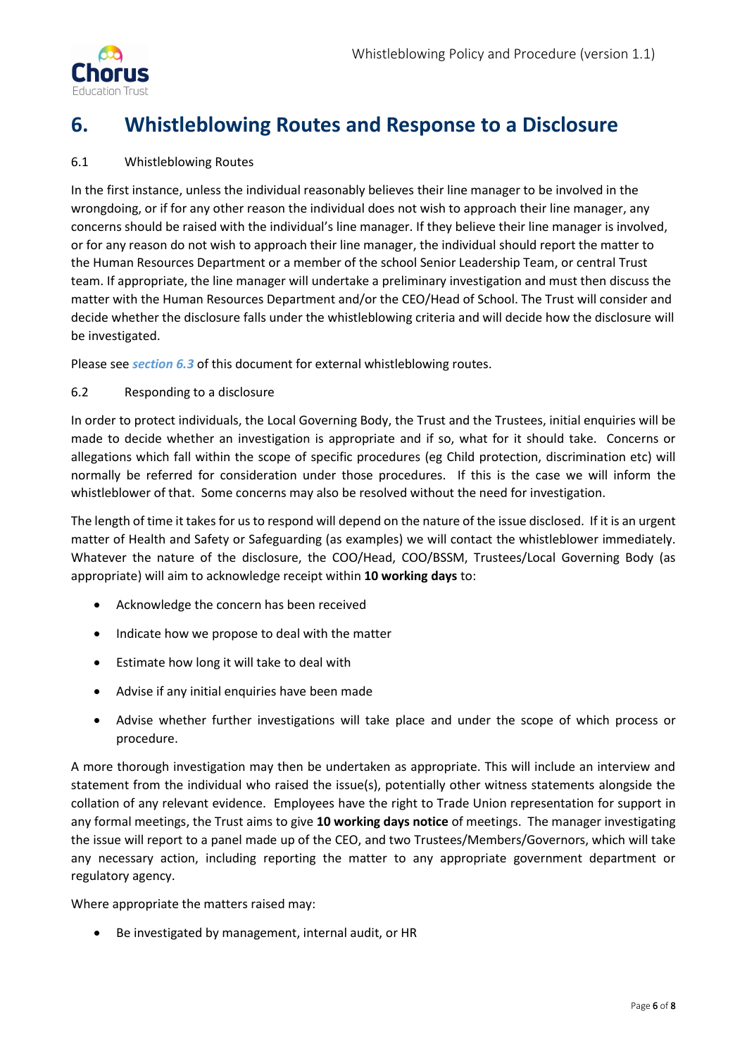# 6. Whistleblowing Routes and Response to a Disclosure

6.1 Whistleblowing Routes

In the first instance, unless the individual reasonably believes their line manager to be involved in the wrongdoing, or if for any other reason the individual does not wish to approach their line manager, any concerns should be raised with the individual's line manager. If they believe their line manager is involved, or for any reason do not wish to approach their line manager, the individual should report the matter to the Human Resources Department or a member of the school Senior Leadership Team, or central Trust team. If appropriate, the line manager will undertake a preliminary investigation and must then discuss the matter with the Human Resources Department and/or the CEO/Head of School. The Trust will consider and decide whether the disclosure falls under the whistleblowing criteria and will decide how the disclosure will be investigated.

Please see ***section 6.3*** of this document for external whistleblowing routes.

6.2 Responding to a disclosure

In order to protect individuals, the Local Governing Body, the Trust and the Trustees, initial enquiries will be made to decide whether an investigation is appropriate and if so, what for it should take. Concerns or allegations which fall within the scope of specific procedures (eg Child protection, discrimination etc) will normally be referred for consideration under those procedures. If this is the case we will inform the whistleblower of that. Some concerns may also be resolved without the need for investigation.

The length of time it takes for us to respond will depend on the nature of the issue disclosed. If it is an urgent matter of Health and Safety or Safeguarding (as examples) we will contact the whistleblower immediately. Whatever the nature of the disclosure, the COO/Head, COO/BSSM, Trustees/Local Governing Body (as appropriate) will aim to acknowledge receipt within **10 working days** to:

- Acknowledge the concern has been received
- Indicate how we propose to deal with the matter
- Estimate how long it will take to deal with
- Advise if any initial enquiries have been made
- Advise whether further investigations will take place and under the scope of which process or procedure.

A more thorough investigation may then be undertaken as appropriate. This will include an interview and statement from the individual who raised the issue(s), potentially other witness statements alongside the collation of any relevant evidence. Employees have the right to Trade Union representation for support in any formal meetings, the Trust aims to give **10 working days notice** of meetings. The manager investigating the issue will report to a panel made up of the CEO, and two Trustees/Members/Governors, which will take any necessary action, including reporting the matter to any appropriate government department or regulatory agency.

Where appropriate the matters raised may:

- Be investigated by management, internal audit, or HR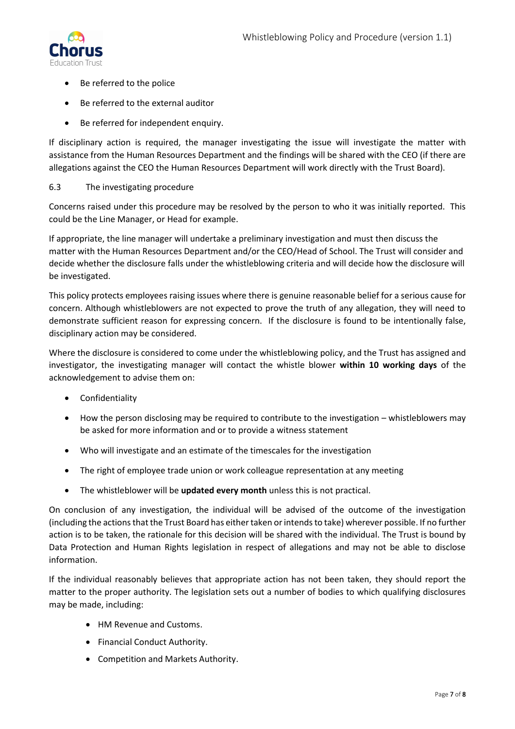- Be referred to the police
- Be referred to the external auditor
- Be referred for independent enquiry.

If disciplinary action is required, the manager investigating the issue will investigate the matter with assistance from the Human Resources Department and the findings will be shared with the CEO (if there are allegations against the CEO the Human Resources Department will work directly with the Trust Board).

6.3 The investigating procedure

Concerns raised under this procedure may be resolved by the person to who it was initially reported. This could be the Line Manager, or Head for example.

If appropriate, the line manager will undertake a preliminary investigation and must then discuss the matter with the Human Resources Department and/or the CEO/Head of School. The Trust will consider and decide whether the disclosure falls under the whistleblowing criteria and will decide how the disclosure will be investigated.

This policy protects employees raising issues where there is genuine reasonable belief for a serious cause for concern. Although whistleblowers are not expected to prove the truth of any allegation, they will need to demonstrate sufficient reason for expressing concern. If the disclosure is found to be intentionally false, disciplinary action may be considered.

Where the disclosure is considered to come under the whistleblowing policy, and the Trust has assigned and investigator, the investigating manager will contact the whistle blower **within 10 working days** of the acknowledgement to advise them on:

- Confidentiality
- How the person disclosing may be required to contribute to the investigation – whistleblowers may be asked for more information and or to provide a witness statement
- Who will investigate and an estimate of the timescales for the investigation
- The right of employee trade union or work colleague representation at any meeting
- The whistleblower will be **updated every month** unless this is not practical.

On conclusion of any investigation, the individual will be advised of the outcome of the investigation (including the actions that the Trust Board has either taken or intends to take) wherever possible. If no further action is to be taken, the rationale for this decision will be shared with the individual. The Trust is bound by Data Protection and Human Rights legislation in respect of allegations and may not be able to disclose information.

If the individual reasonably believes that appropriate action has not been taken, they should report the matter to the proper authority. The legislation sets out a number of bodies to which qualifying disclosures may be made, including:

- HM Revenue and Customs.
- Financial Conduct Authority.
- Competition and Markets Authority.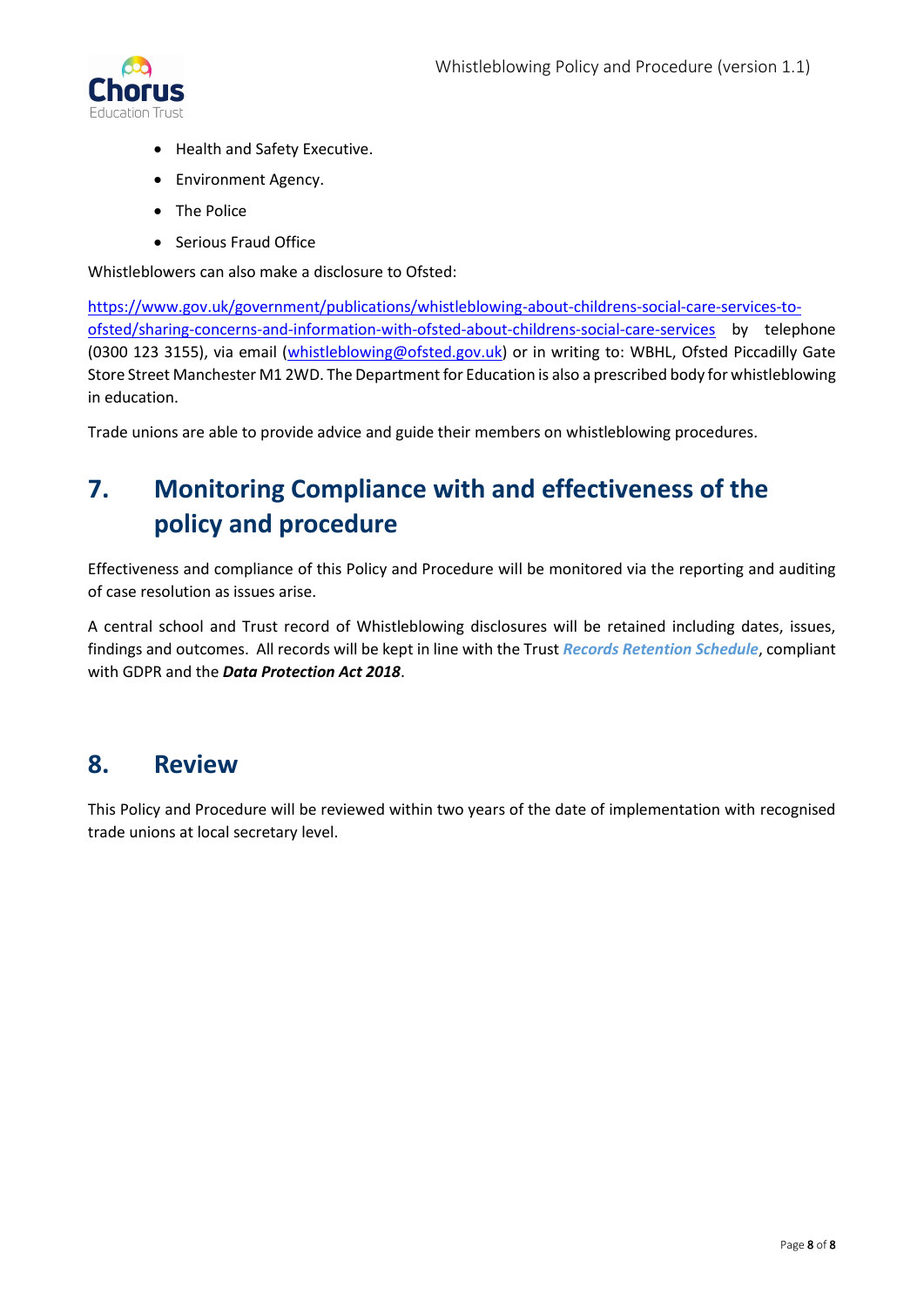- Health and Safety Executive.
- Environment Agency.
- The Police
- Serious Fraud Office

Whistleblowers can also make a disclosure to Ofsted:

https://www.gov.uk/government/publications/whistleblowing-about-childrens-social-care-services-to-ofsted/sharing-concerns-and-information-with-ofsted-about-childrens-social-care-services by telephone (0300 123 3155), via email (whistleblowing@ofsted.gov.uk) or in writing to: WBHL, Ofsted Piccadilly Gate Store Street Manchester M1 2WD. The Department for Education is also a prescribed body for whistleblowing in education.

Trade unions are able to provide advice and guide their members on whistleblowing procedures.

## 7. Monitoring Compliance with and effectiveness of the policy and procedure

Effectiveness and compliance of this Policy and Procedure will be monitored via the reporting and auditing of case resolution as issues arise.

A central school and Trust record of Whistleblowing disclosures will be retained including dates, issues, findings and outcomes. All records will be kept in line with the Trust ***Records Retention Schedule***, compliant with GDPR and the ***Data Protection Act 2018***.

## 8. Review

This Policy and Procedure will be reviewed within two years of the date of implementation with recognised trade unions at local secretary level.